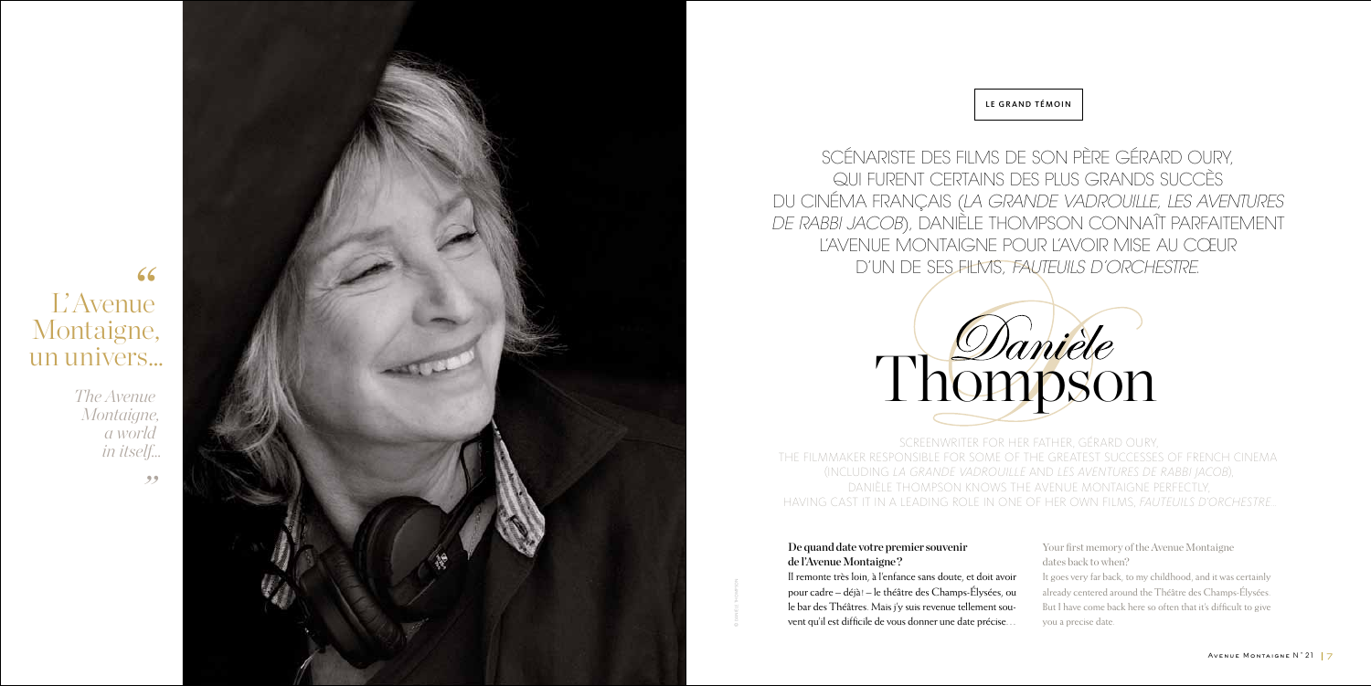LE GRAND TÉMOIN

SCÉNARISTE DES FILMS DE SON PÈRE GÉRARD OURY, QUI FURENT CERTAINS DES PLUS GRANDS SUCCÈS DU CINÉMA FRANÇAIS (*LA GRANDE VADROUILLE, LES AVENTURES DE RABBI JACOB*), DANIÈLE THOMPSON CONNAÎT PARFAITEMENT L'AVENUE MONTAIGNE POUR L'AVOIR MISE AU CŒUR D'UN DE SES FILMS, *FAUTEUILS D'ORCHESTRE.*

# *Danièle* Thompson

SCREENWRITER FOR HER FATHER, GÉRARD OURY, THE FILMMAKER RESPONSIBLE FOR SOME OF THE GREATEST SUCCESSES OF FRENCH CINEMA (INCLUDING *LA GRANDE VADROUILLE* AND *LES AVENTURES DE RABBI JACOB*), DANIÈLE THOMPSON KNOWS THE AVENUE MONTAIGNE PERFECTLY, HAVING CAST IT IN A LEADING ROLE IN ONE OF HER OWN FILMS, *FAUTEUILS D'ORCHESTRE*...

"L'Avenue Montaigne, un univers..."

*"The Avenue Montaigne, a world in itself..."*

**De quand date votre premier souvenir de l'Avenue Montaigne ?**

Il remonte très loin, à l'enfance sans doute, et doit avoir pour cadre – déjà ! – le théâtre des Champs-Élysées, ou le bar des Théâtres. Mais j'y suis revenue tellement souvent qu'il est difficile de vous donner une date précise...

Your first memory of the Avenue Montaigne dates back to when?

It goes very far back, to my childhood, and it was certainly already centered around the Théâtre des Champs-Élysées. But I have come back here so often that it's difficult to give you a precise date.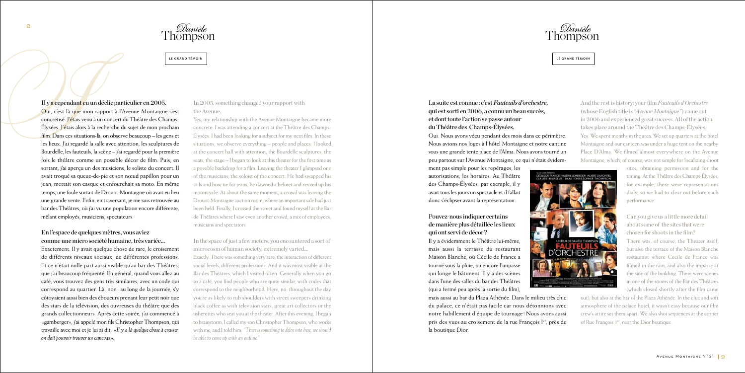# Danièle Thompson

LE GRAND TÉMOIN

**Il y a cependant eu un déclic particulier en 2005.**

Oui, c'est là que mon rapport à l'Avenue Montaigne s'est concrétisé. J'étais venu à un concert du Théâtre des Champs-Élysées. J'étais alors à la recherche du sujet de mon prochain film. Dans ces situations-là, on observe beaucoup – les gens et les lieux. J'ai regardé la salle avec attention, les sculptures de Bourdelle, les fauteuils, la scène – j'ai regardé pour la première fois le théâtre comme un possible décor de film. Puis, en sortant, j'ai aperçu un des musiciens, le soliste du concert. Il avait troqué sa queue-de-pie et son nœud papillon pour un jean, mettait son casque et enfourchait sa moto. En même temps, une foule sortait de Drouot-Montaigne où avait eu lieu une grande vente. Enfin, en traversant, je me suis retrouvée au bar des Théâtres, où j'ai vu une population encore différente, mêlant employés, musiciens, spectateurs.

**En l'espace de quelques mètres, vous aviez comme une micro société humaine, très variée…**

Exactement. Il y avait quelque chose de rare, le croisement de différents niveaux sociaux, de différentes professions. Et ce n'était nulle part aussi visible qu'au bar des Théâtres, que j'ai beaucoup fréquenté. En général, quand vous allez au café, vous trouvez des gens très similaires, avec un code qui correspond au quartier. Là, non : au long de la journée, s'y côtoyaient aussi bien des éboueurs prenant leur petit noir que des stars de la télévision, des ouvreuses du théâtre que des grands collectionneurs. Après cette soirée, j'ai commencé à «gamberger», j'ai appelé mon fils Christopher Thompson, qui travaille avec moi et je lui ai dit : *«Il y a là quelque chose à creuser, on doit pouvoir trouver un canevas».*

In 2005, something changed your rapport with the Avenue.

Yes, my relationship with the Avenue Montaigne became more concrete. I was attending a concert at the Théâtre des Champs-Élysées. I had been looking for a subject for my next film. In these situations, we observe everything – people and places. I looked at the concert hall with attention, the Bourdelle sculptures, the seats, the stage – I began to look at this theater for the first time as a possible backdrop for a film. Leaving the theater I glimpsed one of the musicians, the soloist of the concert. He had swapped his tails and bow tie for jeans, he dawned a helmet and revved up his motorcycle. At about the same moment, a crowd was leaving the Drouot-Montaigne auction room, where an important sale had just been held. Finally, I crossed the street and found myself at the Bar de Théâtres where I saw even another crowd, a mix of employees, musicians and spectators.

In the space of just a few meters, you encountered a sort of microcosm of human society, extremely varied…

Exactly. There was something very rare, the interaction of different social levels, different professions. And it was most visible at the Bar des Théâtres, which I visited often. Generally when you go to a café, you find people who are quite similar, with codes that correspond to the neighborhood. Here, no: throughout the day you're as likely to rub shoulders with street sweepers drinking black coffee as with television stars, great art collectors or the usherettes who seat you at the theater. After this evening, I began to brainstorm, I called my son Christopher Thompson, who works with me, and I told him: *"There is something to delve into here, we should be able to come up with an outline."*

**La suite est connue : c'est *Fauteuils d'orchestre*, qui est sorti en 2006, a connu un beau succès, et dont toute l'action se passe autour du Théâtre des Champs-Élysées.**

Oui. Nous avons vécu pendant des mois dans ce périmètre. Nous avions nos loges à l'hôtel Montaigne et notre cantine sous une grande tente place de l'Alma. Nous avons tourné un peu partout sur l'Avenue Montaigne, ce qui n'était évidemment pas simple pour les repérages, les autorisations, les horaires. Au Théâtre des Champs-Élysées, par exemple, il y avait tous les jours un spectacle et il fallait donc s'éclipser avant la représentation.

**Pouvez-nous indiquer certains de manière plus détaillée les lieux qui ont servi de décor ?**

Il y a évidemment le Théâtre lui-même, mais aussi la terrasse du restaurant Maison Blanche, où Cécile de France a tourné sous la pluie, ou encore l'impasse qui longe le bâtiment. Il y a des scènes dans l'une des salles du bar des Théâtres (qui a fermé peu après la sortie du film), mais aussi au bar du Plaza Athénée. Dans le milieu très chic du palace, ce n'était pas facile car nous détonnions avec notre habillement d'équipe de tournage ! Nous avons aussi pris des vues au croisement de la rue François I[er], près de la boutique Dior.

And the rest is history: your film *Fauteuils d'Orchestre* (whose English title is *"Avenue Montaigne"*) came out in 2006 and experienced great success. All of the action takes place around the Théâtre des Champs-Élysées.

Yes. We spent months in the area. We set up quarters at the hotel Montaigne and our canteen was under a huge tent on the nearby Place D'Alma. We filmed almost everywhere on the Avenue Montaigne, which, of course, was not simple for localizing shoot sites, obtaining permission and for the timing. At the Théâtre des Champs-Élysées, for example, there were representations daily, so we had to clear out before each performance.

Can you give us a little more detail about some of the sites that were chosen for shoots in the film?

There was, of course, the Theater itself, but also the terrace of the Maison Blanche restaurant where Cecile de France was filmed in the rain, and also the impasse at the side of the building. There were scenes in one of the rooms of the Bar des Théâtres (which closed shortly after the film came out), but also at the bar of the Plaza Athénée. In the chic and soft atmosphere of the palace hotel, it wasn't easy because our film crew's attire set them apart. We also shot sequences at the corner of Rue François 1[er], near the Dior boutique.